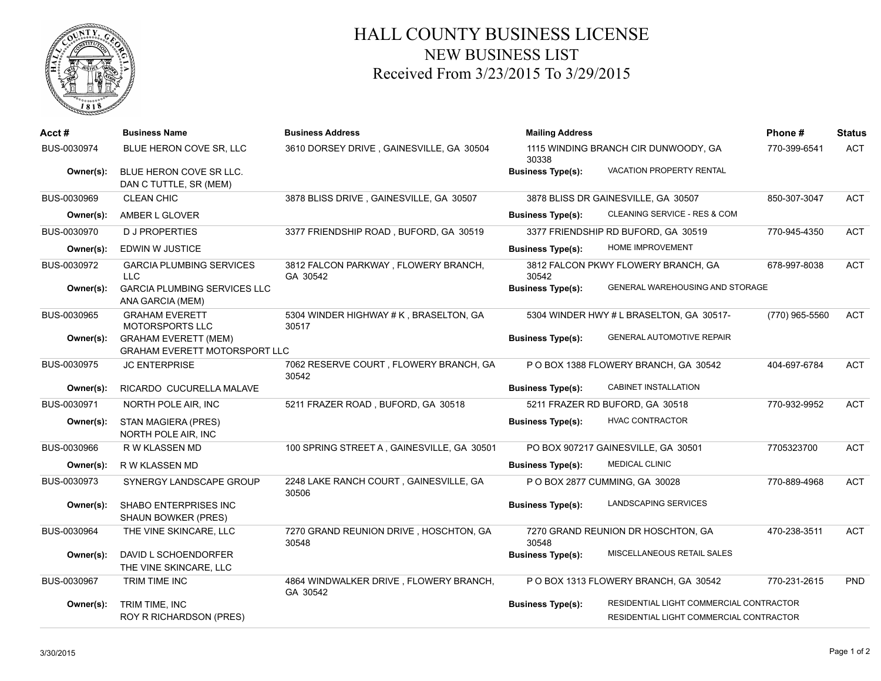# HALL COUNTY BUSINESS LICENSE
## NEW BUSINESS LIST
### Received From 3/23/2015 To 3/29/2015

| Acct # | Business Name | Business Address | Mailing Address | Phone # | Status |
|---|---|---|---|---|---|
| BUS-0030974 | BLUE HERON COVE SR, LLC | 3610 DORSEY DRIVE , GAINESVILLE, GA 30504 | 1115 WINDING BRANCH CIR DUNWOODY, GA 30338 | 770-399-6541 | ACT |
| Owner(s): | BLUE HERON COVE SR LLC.<br>DAN C TUTTLE, SR (MEM) | | Business Type(s): VACATION PROPERTY RENTAL | | |
| BUS-0030969 | CLEAN CHIC | 3878 BLISS DRIVE , GAINESVILLE, GA 30507 | 3878 BLISS DR GAINESVILLE, GA 30507 | 850-307-3047 | ACT |
| Owner(s): | AMBER L GLOVER | | Business Type(s): CLEANING SERVICE - RES & COM | | |
| BUS-0030970 | D J PROPERTIES | 3377 FRIENDSHIP ROAD , BUFORD, GA 30519 | 3377 FRIENDSHIP RD BUFORD, GA 30519 | 770-945-4350 | ACT |
| Owner(s): | EDWIN W JUSTICE | | Business Type(s): HOME IMPROVEMENT | | |
| BUS-0030972 | GARCIA PLUMBING SERVICES LLC | 3812 FALCON PARKWAY , FLOWERY BRANCH, GA 30542 | 3812 FALCON PKWY FLOWERY BRANCH, GA 30542 | 678-997-8038 | ACT |
| Owner(s): | GARCIA PLUMBING SERVICES LLC<br>ANA GARCIA (MEM) | | Business Type(s): GENERAL WAREHOUSING AND STORAGE | | |
| BUS-0030965 | GRAHAM EVERETT MOTORSPORTS LLC | 5304 WINDER HIGHWAY # K , BRASELTON, GA 30517 | 5304 WINDER HWY # L BRASELTON, GA 30517- | (770) 965-5560 | ACT |
| Owner(s): | GRAHAM EVERETT (MEM)<br>GRAHAM EVERETT MOTORSPORT LLC | | Business Type(s): GENERAL AUTOMOTIVE REPAIR | | |
| BUS-0030975 | JC ENTERPRISE | 7062 RESERVE COURT , FLOWERY BRANCH, GA 30542 | P O BOX 1388 FLOWERY BRANCH, GA 30542 | 404-697-6784 | ACT |
| Owner(s): | RICARDO CUCURELLA MALAVE | | Business Type(s): CABINET INSTALLATION | | |
| BUS-0030971 | NORTH POLE AIR, INC | 5211 FRAZER ROAD , BUFORD, GA 30518 | 5211 FRAZER RD BUFORD, GA 30518 | 770-932-9952 | ACT |
| Owner(s): | STAN MAGIERA (PRES)<br>NORTH POLE AIR, INC | | Business Type(s): HVAC CONTRACTOR | | |
| BUS-0030966 | R W KLASSEN MD | 100 SPRING STREET A , GAINESVILLE, GA 30501 | PO BOX 907217 GAINESVILLE, GA 30501 | 7705323700 | ACT |
| Owner(s): | R W KLASSEN MD | | Business Type(s): MEDICAL CLINIC | | |
| BUS-0030973 | SYNERGY LANDSCAPE GROUP | 2248 LAKE RANCH COURT , GAINESVILLE, GA 30506 | P O BOX 2877 CUMMING, GA 30028 | 770-889-4968 | ACT |
| Owner(s): | SHABO ENTERPRISES INC<br>SHAUN BOWKER (PRES) | | Business Type(s): LANDSCAPING SERVICES | | |
| BUS-0030964 | THE VINE SKINCARE, LLC | 7270 GRAND REUNION DRIVE , HOSCHTON, GA 30548 | 7270 GRAND REUNION DR HOSCHTON, GA 30548 | 470-238-3511 | ACT |
| Owner(s): | DAVID L SCHOENDORFER<br>THE VINE SKINCARE, LLC | | Business Type(s): MISCELLANEOUS RETAIL SALES | | |
| BUS-0030967 | TRIM TIME INC | 4864 WINDWALKER DRIVE , FLOWERY BRANCH, GA 30542 | P O BOX 1313 FLOWERY BRANCH, GA 30542 | 770-231-2615 | PND |
| Owner(s): | TRIM TIME, INC<br>ROY R RICHARDSON (PRES) | | Business Type(s): RESIDENTIAL LIGHT COMMERCIAL CONTRACTOR<br>RESIDENTIAL LIGHT COMMERCIAL CONTRACTOR | | |

3/30/2015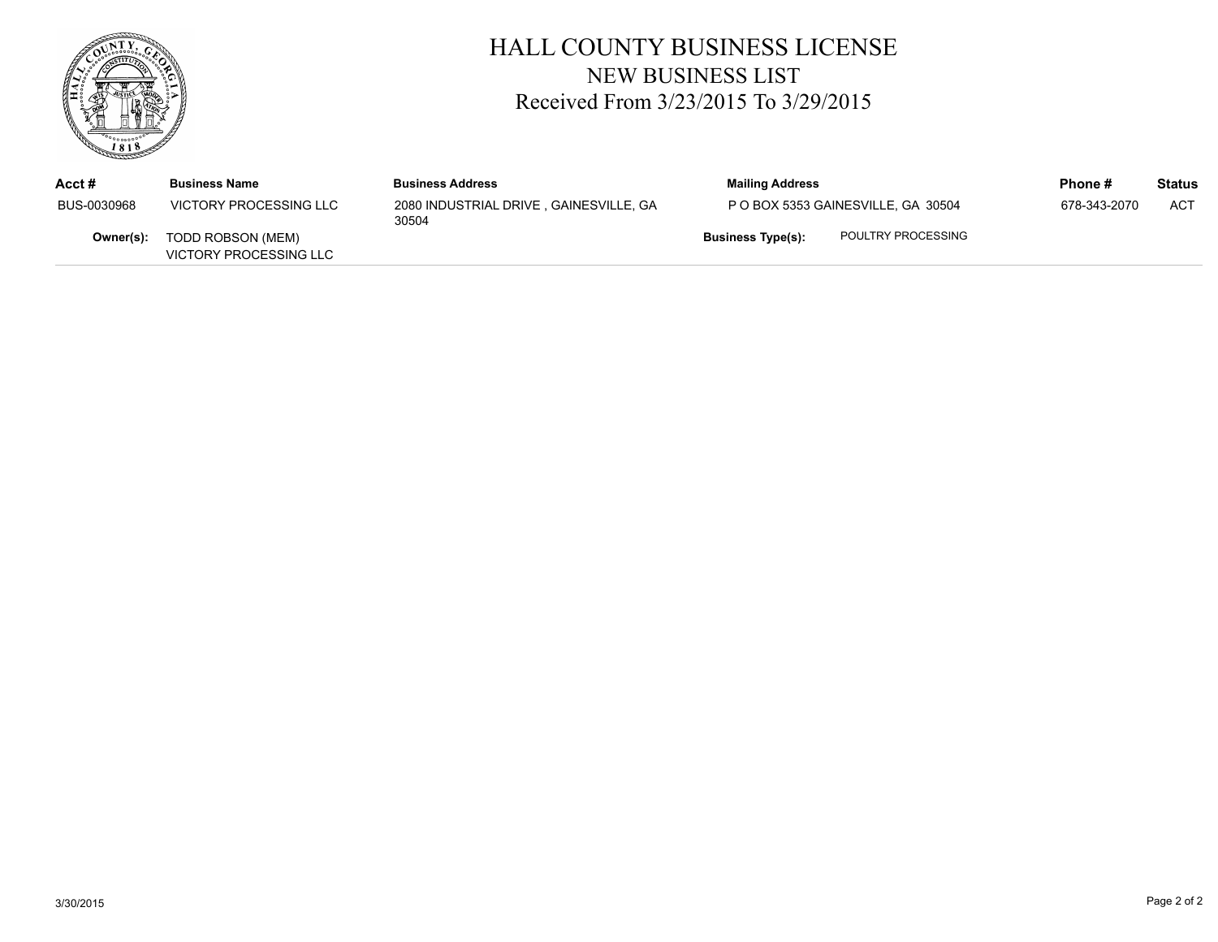# HALL COUNTY BUSINESS LICENSE

## NEW BUSINESS LIST

## Received From 3/23/2015 To 3/29/2015

| Acct # | Business Name | Business Address | Mailing Address | Phone # | Status |
|---|---|---|---|---|---|
| BUS-0030968 | VICTORY PROCESSING LLC | 2080 INDUSTRIAL DRIVE , GAINESVILLE, GA 30504 | P O BOX 5353 GAINESVILLE, GA 30504 | 678-343-2070 | ACT |
| **Owner(s):** | TODD ROBSON (MEM)<br>VICTORY PROCESSING LLC | | **Business Type(s):** POULTRY PROCESSING | | |

3/30/2015